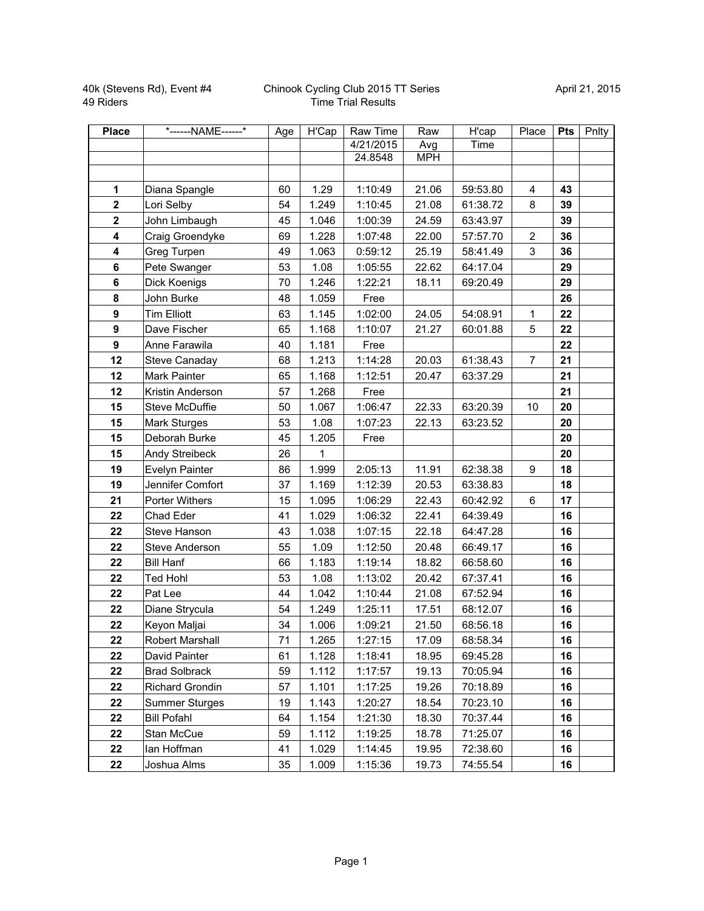40k (Stevens Rd), Event #4
49 Riders

Chinook Cycling Club 2015 TT Series
Time Trial Results

April 21, 2015

| Place | *------NAME------* | Age | H'Cap | Raw Time | Raw | H'cap | Place | Pts | Pnlty |
|---|---|---|---|---|---|---|---|---|---|
| | | | | 4/21/2015 | Avg | Time | | | |
| | | | | 24.8548 | MPH | | | | |
| | | | | | | | | | |
| **1** | Diana Spangle | 60 | 1.29 | 1:10:49 | 21.06 | 59:53.80 | 4 | **43** | |
| **2** | Lori Selby | 54 | 1.249 | 1:10:45 | 21.08 | 61:38.72 | 8 | **39** | |
| **2** | John Limbaugh | 45 | 1.046 | 1:00:39 | 24.59 | 63:43.97 | | **39** | |
| **4** | Craig Groendyke | 69 | 1.228 | 1:07:48 | 22.00 | 57:57.70 | 2 | **36** | |
| **4** | Greg Turpen | 49 | 1.063 | 0:59:12 | 25.19 | 58:41.49 | 3 | **36** | |
| **6** | Pete Swanger | 53 | 1.08 | 1:05:55 | 22.62 | 64:17.04 | | **29** | |
| **6** | Dick Koenigs | 70 | 1.246 | 1:22:21 | 18.11 | 69:20.49 | | **29** | |
| **8** | John Burke | 48 | 1.059 | Free | | | | **26** | |
| **9** | Tim Elliott | 63 | 1.145 | 1:02:00 | 24.05 | 54:08.91 | 1 | **22** | |
| **9** | Dave Fischer | 65 | 1.168 | 1:10:07 | 21.27 | 60:01.88 | 5 | **22** | |
| **9** | Anne Farawila | 40 | 1.181 | Free | | | | **22** | |
| **12** | Steve Canaday | 68 | 1.213 | 1:14:28 | 20.03 | 61:38.43 | 7 | **21** | |
| **12** | Mark Painter | 65 | 1.168 | 1:12:51 | 20.47 | 63:37.29 | | **21** | |
| **12** | Kristin Anderson | 57 | 1.268 | Free | | | | **21** | |
| **15** | Steve McDuffie | 50 | 1.067 | 1:06:47 | 22.33 | 63:20.39 | 10 | **20** | |
| **15** | Mark Sturges | 53 | 1.08 | 1:07:23 | 22.13 | 63:23.52 | | **20** | |
| **15** | Deborah Burke | 45 | 1.205 | Free | | | | **20** | |
| **15** | Andy Streibeck | 26 | 1 | | | | | **20** | |
| **19** | Evelyn Painter | 86 | 1.999 | 2:05:13 | 11.91 | 62:38.38 | 9 | **18** | |
| **19** | Jennifer Comfort | 37 | 1.169 | 1:12:39 | 20.53 | 63:38.83 | | **18** | |
| **21** | Porter Withers | 15 | 1.095 | 1:06:29 | 22.43 | 60:42.92 | 6 | **17** | |
| **22** | Chad Eder | 41 | 1.029 | 1:06:32 | 22.41 | 64:39.49 | | **16** | |
| **22** | Steve Hanson | 43 | 1.038 | 1:07:15 | 22.18 | 64:47.28 | | **16** | |
| **22** | Steve Anderson | 55 | 1.09 | 1:12:50 | 20.48 | 66:49.17 | | **16** | |
| **22** | Bill Hanf | 66 | 1.183 | 1:19:14 | 18.82 | 66:58.60 | | **16** | |
| **22** | Ted Hohl | 53 | 1.08 | 1:13:02 | 20.42 | 67:37.41 | | **16** | |
| **22** | Pat Lee | 44 | 1.042 | 1:10:44 | 21.08 | 67:52.94 | | **16** | |
| **22** | Diane Strycula | 54 | 1.249 | 1:25:11 | 17.51 | 68:12.07 | | **16** | |
| **22** | Keyon Maljai | 34 | 1.006 | 1:09:21 | 21.50 | 68:56.18 | | **16** | |
| **22** | Robert Marshall | 71 | 1.265 | 1:27:15 | 17.09 | 68:58.34 | | **16** | |
| **22** | David Painter | 61 | 1.128 | 1:18:41 | 18.95 | 69:45.28 | | **16** | |
| **22** | Brad Solbrack | 59 | 1.112 | 1:17:57 | 19.13 | 70:05.94 | | **16** | |
| **22** | Richard Grondin | 57 | 1.101 | 1:17:25 | 19.26 | 70:18.89 | | **16** | |
| **22** | Summer Sturges | 19 | 1.143 | 1:20:27 | 18.54 | 70:23.10 | | **16** | |
| **22** | Bill Pofahl | 64 | 1.154 | 1:21:30 | 18.30 | 70:37.44 | | **16** | |
| **22** | Stan McCue | 59 | 1.112 | 1:19:25 | 18.78 | 71:25.07 | | **16** | |
| **22** | Ian Hoffman | 41 | 1.029 | 1:14:45 | 19.95 | 72:38.60 | | **16** | |
| **22** | Joshua Alms | 35 | 1.009 | 1:15:36 | 19.73 | 74:55.54 | | **16** | |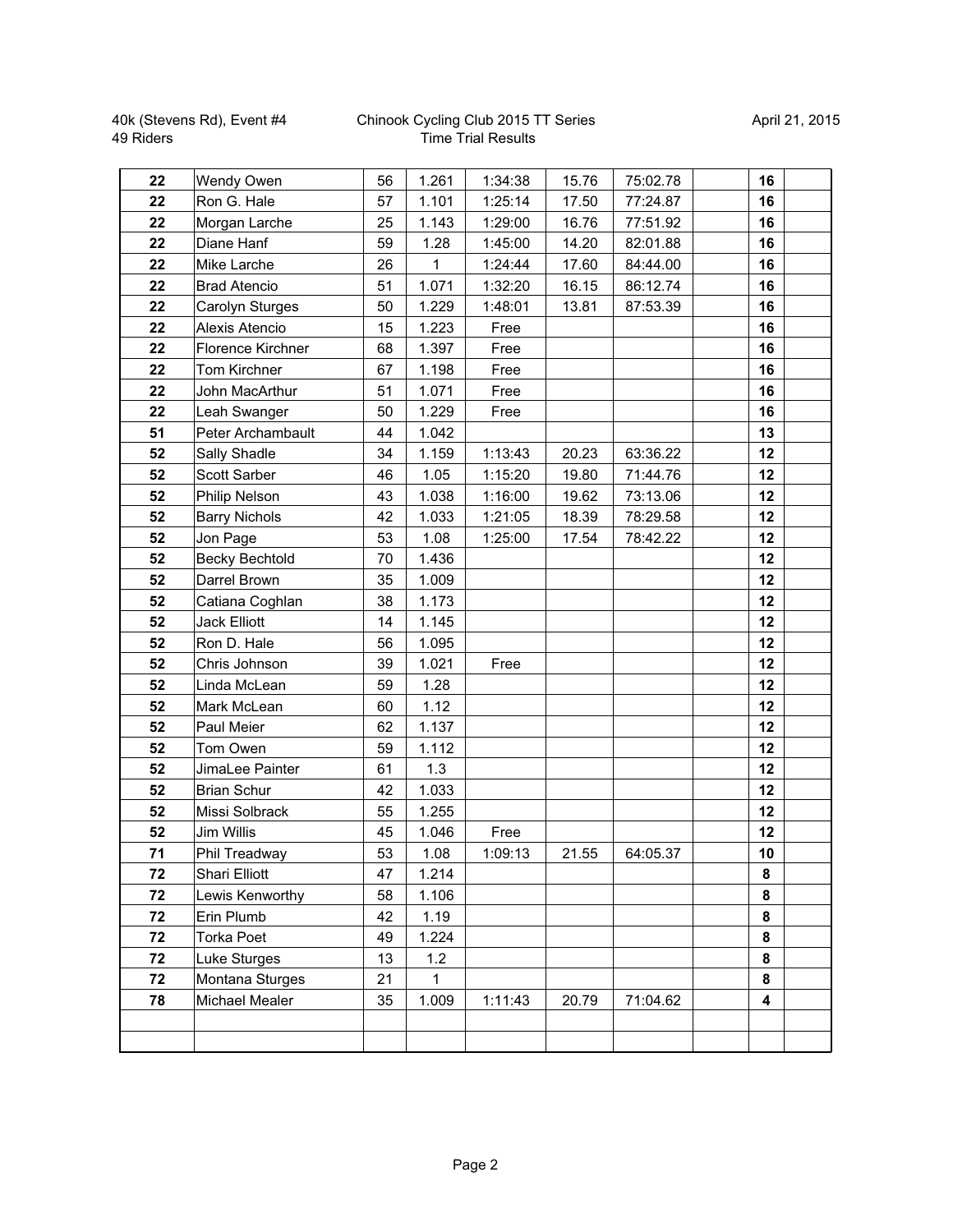40k (Stevens Rd), Event #4
49 Riders

Chinook Cycling Club 2015 TT Series
Time Trial Results

April 21, 2015

| | | | | | | | | | |
|---|---|---|---|---|---|---|---|---|---|
| 22 | Wendy Owen | 56 | 1.261 | 1:34:38 | 15.76 | 75:02.78 | | 16 | |
| 22 | Ron G. Hale | 57 | 1.101 | 1:25:14 | 17.50 | 77:24.87 | | 16 | |
| 22 | Morgan Larche | 25 | 1.143 | 1:29:00 | 16.76 | 77:51.92 | | 16 | |
| 22 | Diane Hanf | 59 | 1.28 | 1:45:00 | 14.20 | 82:01.88 | | 16 | |
| 22 | Mike Larche | 26 | 1 | 1:24:44 | 17.60 | 84:44.00 | | 16 | |
| 22 | Brad Atencio | 51 | 1.071 | 1:32:20 | 16.15 | 86:12.74 | | 16 | |
| 22 | Carolyn Sturges | 50 | 1.229 | 1:48:01 | 13.81 | 87:53.39 | | 16 | |
| 22 | Alexis Atencio | 15 | 1.223 | Free | | | | 16 | |
| 22 | Florence Kirchner | 68 | 1.397 | Free | | | | 16 | |
| 22 | Tom Kirchner | 67 | 1.198 | Free | | | | 16 | |
| 22 | John MacArthur | 51 | 1.071 | Free | | | | 16 | |
| 22 | Leah Swanger | 50 | 1.229 | Free | | | | 16 | |
| 51 | Peter Archambault | 44 | 1.042 | | | | | 13 | |
| 52 | Sally Shadle | 34 | 1.159 | 1:13:43 | 20.23 | 63:36.22 | | 12 | |
| 52 | Scott Sarber | 46 | 1.05 | 1:15:20 | 19.80 | 71:44.76 | | 12 | |
| 52 | Philip Nelson | 43 | 1.038 | 1:16:00 | 19.62 | 73:13.06 | | 12 | |
| 52 | Barry Nichols | 42 | 1.033 | 1:21:05 | 18.39 | 78:29.58 | | 12 | |
| 52 | Jon Page | 53 | 1.08 | 1:25:00 | 17.54 | 78:42.22 | | 12 | |
| 52 | Becky Bechtold | 70 | 1.436 | | | | | 12 | |
| 52 | Darrel Brown | 35 | 1.009 | | | | | 12 | |
| 52 | Catiana Coghlan | 38 | 1.173 | | | | | 12 | |
| 52 | Jack Elliott | 14 | 1.145 | | | | | 12 | |
| 52 | Ron D. Hale | 56 | 1.095 | | | | | 12 | |
| 52 | Chris Johnson | 39 | 1.021 | Free | | | | 12 | |
| 52 | Linda McLean | 59 | 1.28 | | | | | 12 | |
| 52 | Mark McLean | 60 | 1.12 | | | | | 12 | |
| 52 | Paul Meier | 62 | 1.137 | | | | | 12 | |
| 52 | Tom Owen | 59 | 1.112 | | | | | 12 | |
| 52 | JimaLee Painter | 61 | 1.3 | | | | | 12 | |
| 52 | Brian Schur | 42 | 1.033 | | | | | 12 | |
| 52 | Missi Solbrack | 55 | 1.255 | | | | | 12 | |
| 52 | Jim Willis | 45 | 1.046 | Free | | | | 12 | |
| 71 | Phil Treadway | 53 | 1.08 | 1:09:13 | 21.55 | 64:05.37 | | 10 | |
| 72 | Shari Elliott | 47 | 1.214 | | | | | 8 | |
| 72 | Lewis Kenworthy | 58 | 1.106 | | | | | 8 | |
| 72 | Erin Plumb | 42 | 1.19 | | | | | 8 | |
| 72 | Torka Poet | 49 | 1.224 | | | | | 8 | |
| 72 | Luke Sturges | 13 | 1.2 | | | | | 8 | |
| 72 | Montana Sturges | 21 | 1 | | | | | 8 | |
| 78 | Michael Mealer | 35 | 1.009 | 1:11:43 | 20.79 | 71:04.62 | | 4 | |
| | | | | | | | | | |
| | | | | | | | | | |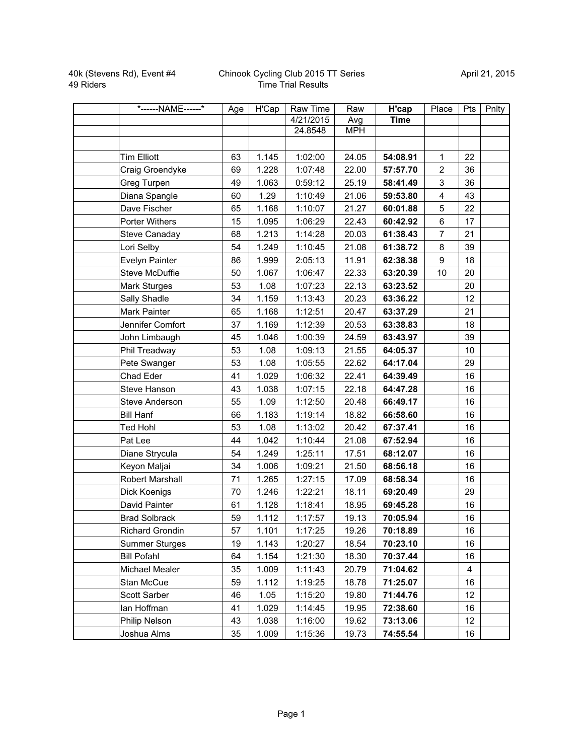40k (Stevens Rd), Event #4
49 Riders

Chinook Cycling Club 2015 TT Series
Time Trial Results

April 21, 2015

| | *------NAME------* | Age | H'Cap | Raw Time | Raw | **H'cap** | Place | Pts | Pnlty |
|---|---|---|---|---|---|---|---|---|---|
| | | | | 4/21/2015 | Avg | **Time** | | | |
| | | | | 24.8548 | MPH | | | | |
| | | | | | | | | | |
| | Tim Elliott | 63 | 1.145 | 1:02:00 | 24.05 | **54:08.91** | 1 | 22 | |
| | Craig Groendyke | 69 | 1.228 | 1:07:48 | 22.00 | **57:57.70** | 2 | 36 | |
| | Greg Turpen | 49 | 1.063 | 0:59:12 | 25.19 | **58:41.49** | 3 | 36 | |
| | Diana Spangle | 60 | 1.29 | 1:10:49 | 21.06 | **59:53.80** | 4 | 43 | |
| | Dave Fischer | 65 | 1.168 | 1:10:07 | 21.27 | **60:01.88** | 5 | 22 | |
| | Porter Withers | 15 | 1.095 | 1:06:29 | 22.43 | **60:42.92** | 6 | 17 | |
| | Steve Canaday | 68 | 1.213 | 1:14:28 | 20.03 | **61:38.43** | 7 | 21 | |
| | Lori Selby | 54 | 1.249 | 1:10:45 | 21.08 | **61:38.72** | 8 | 39 | |
| | Evelyn Painter | 86 | 1.999 | 2:05:13 | 11.91 | **62:38.38** | 9 | 18 | |
| | Steve McDuffie | 50 | 1.067 | 1:06:47 | 22.33 | **63:20.39** | 10 | 20 | |
| | Mark Sturges | 53 | 1.08 | 1:07:23 | 22.13 | **63:23.52** | | 20 | |
| | Sally Shadle | 34 | 1.159 | 1:13:43 | 20.23 | **63:36.22** | | 12 | |
| | Mark Painter | 65 | 1.168 | 1:12:51 | 20.47 | **63:37.29** | | 21 | |
| | Jennifer Comfort | 37 | 1.169 | 1:12:39 | 20.53 | **63:38.83** | | 18 | |
| | John Limbaugh | 45 | 1.046 | 1:00:39 | 24.59 | **63:43.97** | | 39 | |
| | Phil Treadway | 53 | 1.08 | 1:09:13 | 21.55 | **64:05.37** | | 10 | |
| | Pete Swanger | 53 | 1.08 | 1:05:55 | 22.62 | **64:17.04** | | 29 | |
| | Chad Eder | 41 | 1.029 | 1:06:32 | 22.41 | **64:39.49** | | 16 | |
| | Steve Hanson | 43 | 1.038 | 1:07:15 | 22.18 | **64:47.28** | | 16 | |
| | Steve Anderson | 55 | 1.09 | 1:12:50 | 20.48 | **66:49.17** | | 16 | |
| | Bill Hanf | 66 | 1.183 | 1:19:14 | 18.82 | **66:58.60** | | 16 | |
| | Ted Hohl | 53 | 1.08 | 1:13:02 | 20.42 | **67:37.41** | | 16 | |
| | Pat Lee | 44 | 1.042 | 1:10:44 | 21.08 | **67:52.94** | | 16 | |
| | Diane Strycula | 54 | 1.249 | 1:25:11 | 17.51 | **68:12.07** | | 16 | |
| | Keyon Maljai | 34 | 1.006 | 1:09:21 | 21.50 | **68:56.18** | | 16 | |
| | Robert Marshall | 71 | 1.265 | 1:27:15 | 17.09 | **68:58.34** | | 16 | |
| | Dick Koenigs | 70 | 1.246 | 1:22:21 | 18.11 | **69:20.49** | | 29 | |
| | David Painter | 61 | 1.128 | 1:18:41 | 18.95 | **69:45.28** | | 16 | |
| | Brad Solbrack | 59 | 1.112 | 1:17:57 | 19.13 | **70:05.94** | | 16 | |
| | Richard Grondin | 57 | 1.101 | 1:17:25 | 19.26 | **70:18.89** | | 16 | |
| | Summer Sturges | 19 | 1.143 | 1:20:27 | 18.54 | **70:23.10** | | 16 | |
| | Bill Pofahl | 64 | 1.154 | 1:21:30 | 18.30 | **70:37.44** | | 16 | |
| | Michael Mealer | 35 | 1.009 | 1:11:43 | 20.79 | **71:04.62** | | 4 | |
| | Stan McCue | 59 | 1.112 | 1:19:25 | 18.78 | **71:25.07** | | 16 | |
| | Scott Sarber | 46 | 1.05 | 1:15:20 | 19.80 | **71:44.76** | | 12 | |
| | Ian Hoffman | 41 | 1.029 | 1:14:45 | 19.95 | **72:38.60** | | 16 | |
| | Philip Nelson | 43 | 1.038 | 1:16:00 | 19.62 | **73:13.06** | | 12 | |
| | Joshua Alms | 35 | 1.009 | 1:15:36 | 19.73 | **74:55.54** | | 16 | |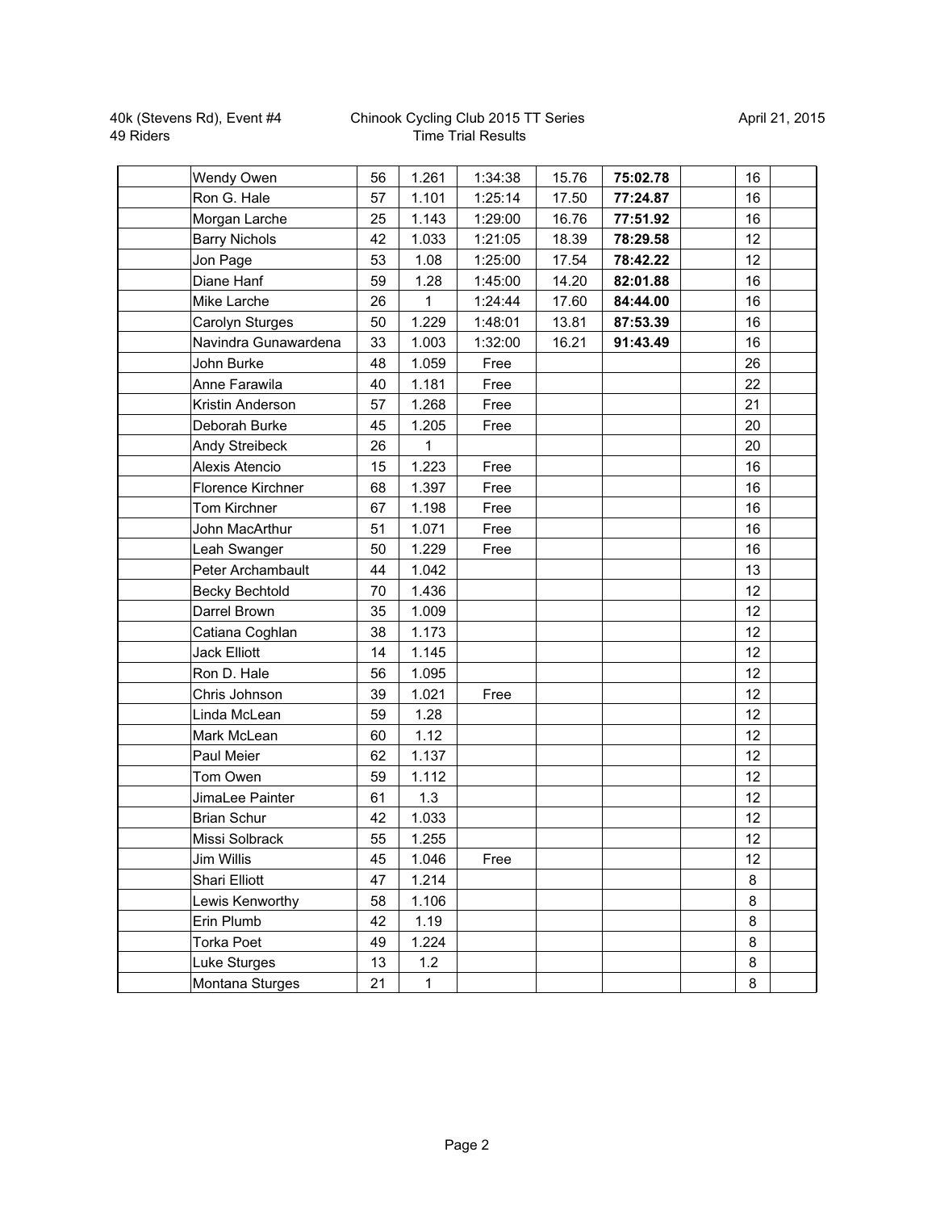40k (Stevens Rd), Event #4
49 Riders

Chinook Cycling Club 2015 TT Series
Time Trial Results

April 21, 2015

| | | | | | | | | | |
|---|---|---|---|---|---|---|---|---|---|
| | Wendy Owen | 56 | 1.261 | 1:34:38 | 15.76 | **75:02.78** | | 16 | |
| | Ron G. Hale | 57 | 1.101 | 1:25:14 | 17.50 | **77:24.87** | | 16 | |
| | Morgan Larche | 25 | 1.143 | 1:29:00 | 16.76 | **77:51.92** | | 16 | |
| | Barry Nichols | 42 | 1.033 | 1:21:05 | 18.39 | **78:29.58** | | 12 | |
| | Jon Page | 53 | 1.08 | 1:25:00 | 17.54 | **78:42.22** | | 12 | |
| | Diane Hanf | 59 | 1.28 | 1:45:00 | 14.20 | **82:01.88** | | 16 | |
| | Mike Larche | 26 | 1 | 1:24:44 | 17.60 | **84:44.00** | | 16 | |
| | Carolyn Sturges | 50 | 1.229 | 1:48:01 | 13.81 | **87:53.39** | | 16 | |
| | Navindra Gunawardena | 33 | 1.003 | 1:32:00 | 16.21 | **91:43.49** | | 16 | |
| | John Burke | 48 | 1.059 | Free | | | | 26 | |
| | Anne Farawila | 40 | 1.181 | Free | | | | 22 | |
| | Kristin Anderson | 57 | 1.268 | Free | | | | 21 | |
| | Deborah Burke | 45 | 1.205 | Free | | | | 20 | |
| | Andy Streibeck | 26 | 1 | | | | | 20 | |
| | Alexis Atencio | 15 | 1.223 | Free | | | | 16 | |
| | Florence Kirchner | 68 | 1.397 | Free | | | | 16 | |
| | Tom Kirchner | 67 | 1.198 | Free | | | | 16 | |
| | John MacArthur | 51 | 1.071 | Free | | | | 16 | |
| | Leah Swanger | 50 | 1.229 | Free | | | | 16 | |
| | Peter Archambault | 44 | 1.042 | | | | | 13 | |
| | Becky Bechtold | 70 | 1.436 | | | | | 12 | |
| | Darrel Brown | 35 | 1.009 | | | | | 12 | |
| | Catiana Coghlan | 38 | 1.173 | | | | | 12 | |
| | Jack Elliott | 14 | 1.145 | | | | | 12 | |
| | Ron D. Hale | 56 | 1.095 | | | | | 12 | |
| | Chris Johnson | 39 | 1.021 | Free | | | | 12 | |
| | Linda McLean | 59 | 1.28 | | | | | 12 | |
| | Mark McLean | 60 | 1.12 | | | | | 12 | |
| | Paul Meier | 62 | 1.137 | | | | | 12 | |
| | Tom Owen | 59 | 1.112 | | | | | 12 | |
| | JimaLee Painter | 61 | 1.3 | | | | | 12 | |
| | Brian Schur | 42 | 1.033 | | | | | 12 | |
| | Missi Solbrack | 55 | 1.255 | | | | | 12 | |
| | Jim Willis | 45 | 1.046 | Free | | | | 12 | |
| | Shari Elliott | 47 | 1.214 | | | | | 8 | |
| | Lewis Kenworthy | 58 | 1.106 | | | | | 8 | |
| | Erin Plumb | 42 | 1.19 | | | | | 8 | |
| | Torka Poet | 49 | 1.224 | | | | | 8 | |
| | Luke Sturges | 13 | 1.2 | | | | | 8 | |
| | Montana Sturges | 21 | 1 | | | | | 8 | |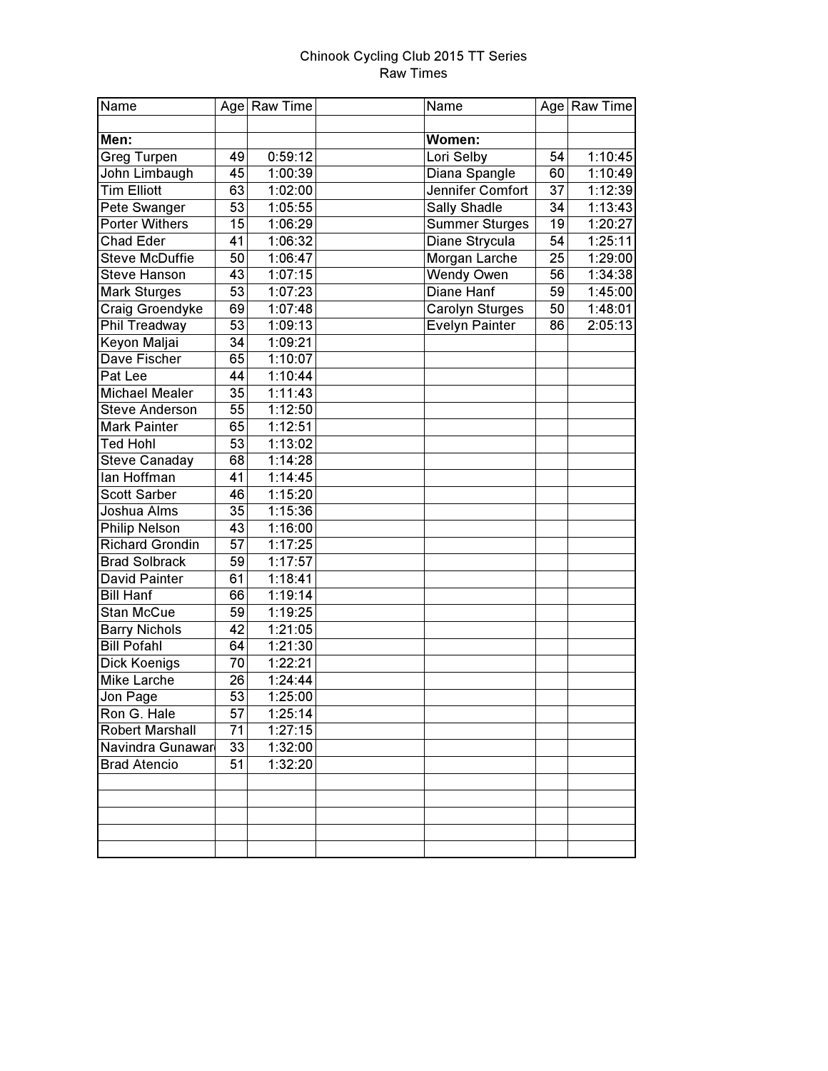Chinook Cycling Club 2015 TT Series
Raw Times

| Name | Age | Raw Time | | Name | Age | Raw Time |
|---|---|---|---|---|---|---|
| | | | | | | |
| **Men:** | | | | **Women:** | | |
| Greg Turpen | 49 | 0:59:12 | | Lori Selby | 54 | 1:10:45 |
| John Limbaugh | 45 | 1:00:39 | | Diana Spangle | 60 | 1:10:49 |
| Tim Elliott | 63 | 1:02:00 | | Jennifer Comfort | 37 | 1:12:39 |
| Pete Swanger | 53 | 1:05:55 | | Sally Shadle | 34 | 1:13:43 |
| Porter Withers | 15 | 1:06:29 | | Summer Sturges | 19 | 1:20:27 |
| Chad Eder | 41 | 1:06:32 | | Diane Strycula | 54 | 1:25:11 |
| Steve McDuffie | 50 | 1:06:47 | | Morgan Larche | 25 | 1:29:00 |
| Steve Hanson | 43 | 1:07:15 | | Wendy Owen | 56 | 1:34:38 |
| Mark Sturges | 53 | 1:07:23 | | Diane Hanf | 59 | 1:45:00 |
| Craig Groendyke | 69 | 1:07:48 | | Carolyn Sturges | 50 | 1:48:01 |
| Phil Treadway | 53 | 1:09:13 | | Evelyn Painter | 86 | 2:05:13 |
| Keyon Maljai | 34 | 1:09:21 | | | | |
| Dave Fischer | 65 | 1:10:07 | | | | |
| Pat Lee | 44 | 1:10:44 | | | | |
| Michael Mealer | 35 | 1:11:43 | | | | |
| Steve Anderson | 55 | 1:12:50 | | | | |
| Mark Painter | 65 | 1:12:51 | | | | |
| Ted Hohl | 53 | 1:13:02 | | | | |
| Steve Canaday | 68 | 1:14:28 | | | | |
| Ian Hoffman | 41 | 1:14:45 | | | | |
| Scott Sarber | 46 | 1:15:20 | | | | |
| Joshua Alms | 35 | 1:15:36 | | | | |
| Philip Nelson | 43 | 1:16:00 | | | | |
| Richard Grondin | 57 | 1:17:25 | | | | |
| Brad Solbrack | 59 | 1:17:57 | | | | |
| David Painter | 61 | 1:18:41 | | | | |
| Bill Hanf | 66 | 1:19:14 | | | | |
| Stan McCue | 59 | 1:19:25 | | | | |
| Barry Nichols | 42 | 1:21:05 | | | | |
| Bill Pofahl | 64 | 1:21:30 | | | | |
| Dick Koenigs | 70 | 1:22:21 | | | | |
| Mike Larche | 26 | 1:24:44 | | | | |
| Jon Page | 53 | 1:25:00 | | | | |
| Ron G. Hale | 57 | 1:25:14 | | | | |
| Robert Marshall | 71 | 1:27:15 | | | | |
| Navindra Gunawar | 33 | 1:32:00 | | | | |
| Brad Atencio | 51 | 1:32:20 | | | | |